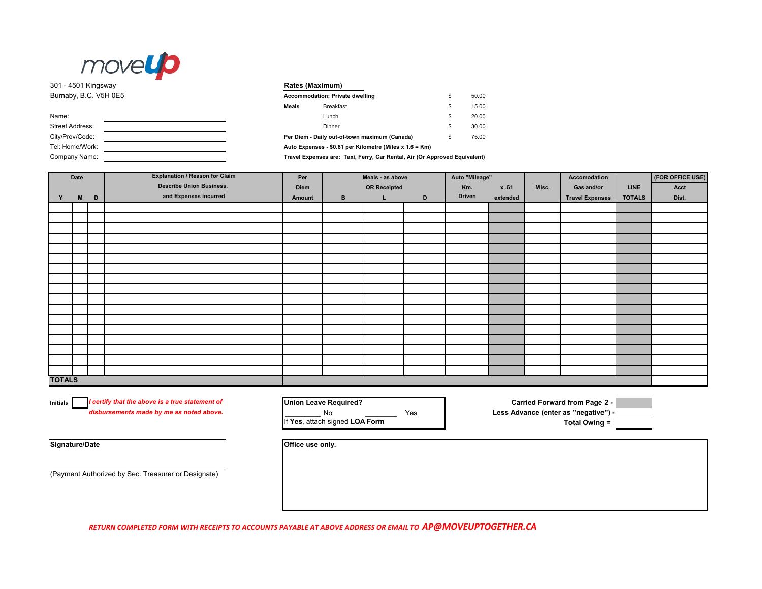moveup

301 - 4501 Kingsway
Burnaby, B.C. V5H 0E5

Name: \_\_\_\_\_\_\_\_\_\_\_\_\_\_\_\_\_\_\_\_
Street Address: \_\_\_\_\_\_\_\_\_\_\_\_\_\_\_\_\_\_\_\_
City/Prov/Code: \_\_\_\_\_\_\_\_\_\_\_\_\_\_\_\_\_\_\_\_
Tel: Home/Work: \_\_\_\_\_\_\_\_\_\_\_\_\_\_\_\_\_\_\_\_
Company Name: \_\_\_\_\_\_\_\_\_\_\_\_\_\_\_\_\_\_\_\_

**Rates (Maximum)**

| | | | |
|---|---|---|---|
| **Accommodation: Private dwelling** | | $ | 50.00 |
| **Meals** | Breakfast | $ | 15.00 |
| | Lunch | $ | 20.00 |
| | Dinner | $ | 30.00 |
| **Per Diem - Daily out-of-town maximum (Canada)** | | $ | 75.00 |

**Auto Expenses - $0.61 per Kilometre (Miles x 1.6 = Km)**

**Travel Expenses are: Taxi, Ferry, Car Rental, Air (Or Approved Equivalent)**

| Date | | | Explanation / Reason for Claim Describe Union Business, and Expenses incurred | Per Diem Amount | Meals - as above OR Receipted | | | Auto "Mileage" | | Misc. | Accomodation Gas and/or Travel Expenses | LINE TOTALS | (FOR OFFICE USE) Acct Dist. |
|---|---|---|---|---|---|---|---|---|---|---|---|---|---|
| Y | M | D | | | B | L | D | Km. Driven | x .61 extended | | | | |
| | | | | | | | | | | | | | |
| | | | | | | | | | | | | | |
| | | | | | | | | | | | | | |
| | | | | | | | | | | | | | |
| | | | | | | | | | | | | | |
| | | | | | | | | | | | | | |
| | | | | | | | | | | | | | |
| | | | | | | | | | | | | | |
| | | | | | | | | | | | | | |
| | | | | | | | | | | | | | |
| | | | | | | | | | | | | | |
| | | | | | | | | | | | | | |
| | | | | | | | | | | | | | |
| | | | | | | | | | | | | | |
| | | | | | | | | | | | | | |
| | | | | | | | | | | | | | |
| | | | | | | | | | | | | | |
| **TOTALS** | | | | | | | | | | | | | |

Initials ☐ *I certify that the above is a true statement of disbursements made by me as noted above.*

**Union Leave Required?**
\_\_\_\_\_\_\_\_ No \_\_\_\_\_\_\_\_ Yes
If **Yes**, attach signed **LOA Form**

**Carried Forward from Page 2 -**
**Less Advance (enter as "negative") -**
**Total Owing =**

**Signature/Date**

(Payment Authorized by Sec. Treasurer or Designate)

**Office use only.**

***RETURN COMPLETED FORM WITH RECEIPTS TO ACCOUNTS PAYABLE AT ABOVE ADDRESS OR EMAIL TO AP@MOVEUPTOGETHER.CA***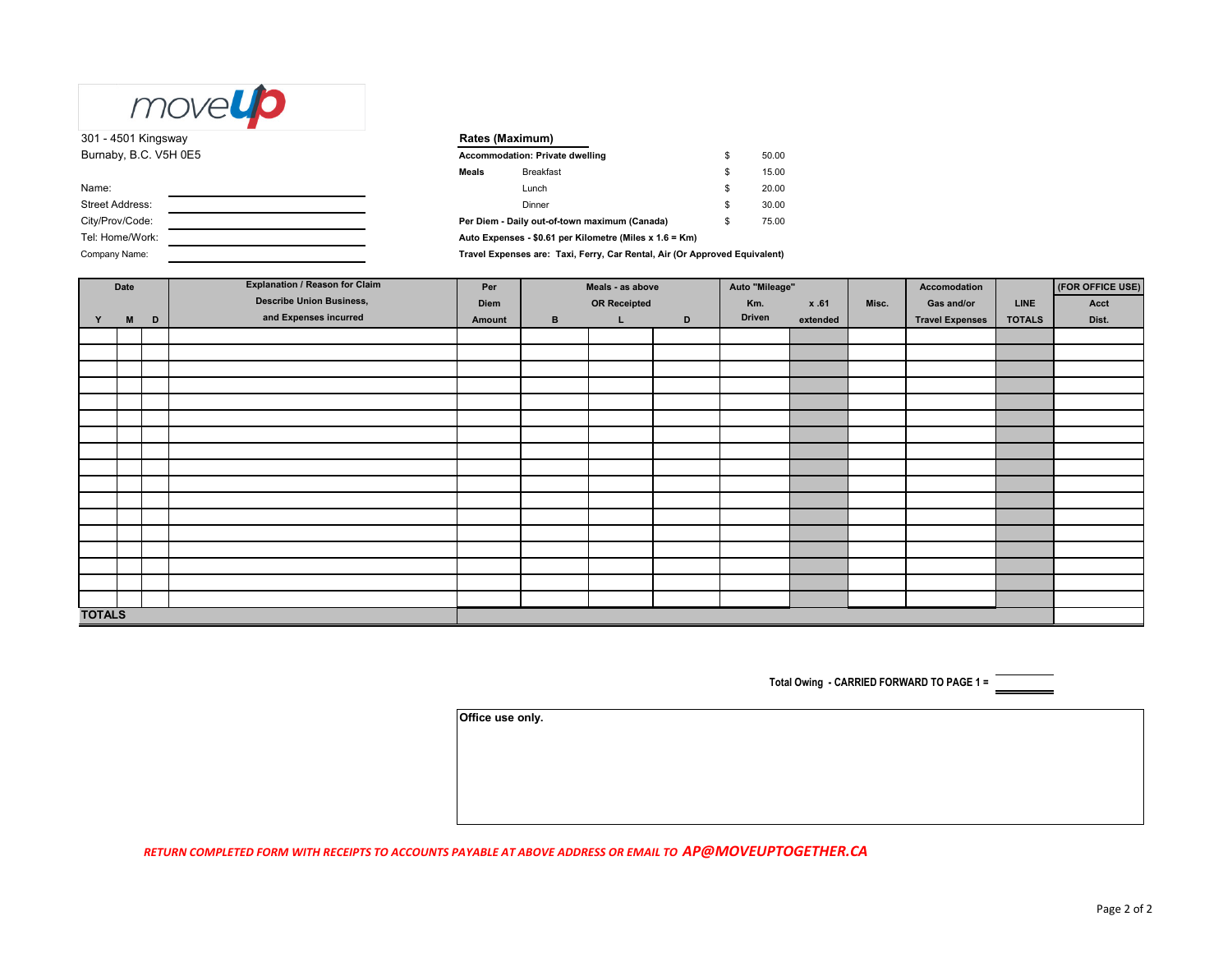moveup

301 - 4501 Kingsway
Burnaby, B.C. V5H 0E5

Name:
Street Address:
City/Prov/Code:
Tel: Home/Work:
Company Name:

**Rates (Maximum)**

| | | | |
|---|---|---|---|
| **Accommodation: Private dwelling** | | $ | 50.00 |
| **Meals** | Breakfast | $ | 15.00 |
| | Lunch | $ | 20.00 |
| | Dinner | $ | 30.00 |
| **Per Diem - Daily out-of-town maximum (Canada)** | | $ | 75.00 |

**Auto Expenses - $0.61 per Kilometre (Miles x 1.6 = Km)**

**Travel Expenses are: Taxi, Ferry, Car Rental, Air (Or Approved Equivalent)**

| Date | | | Explanation / Reason for Claim Describe Union Business, and Expenses incurred | Per Diem Amount | Meals - as above OR Receipted | | | Auto "Mileage" | | Misc. | Accomodation Gas and/or Travel Expenses | LINE TOTALS | (FOR OFFICE USE) Acct Dist. |
|---|---|---|---|---|---|---|---|---|---|---|---|---|---|
| Y | M | D | | | B | L | D | Km. Driven | x .61 extended | | | | |
| | | | | | | | | | | | | | |
| | | | | | | | | | | | | | |
| | | | | | | | | | | | | | |
| | | | | | | | | | | | | | |
| | | | | | | | | | | | | | |
| | | | | | | | | | | | | | |
| | | | | | | | | | | | | | |
| | | | | | | | | | | | | | |
| | | | | | | | | | | | | | |
| | | | | | | | | | | | | | |
| | | | | | | | | | | | | | |
| | | | | | | | | | | | | | |
| | | | | | | | | | | | | | |
| | | | | | | | | | | | | | |
| | | | | | | | | | | | | | |
| | | | | | | | | | | | | | |
| | | | | | | | | | | | | | |
| **TOTALS** | | | | | | | | | | | | | |

**Total Owing - CARRIED FORWARD TO PAGE 1 =**

**Office use only.**

***RETURN COMPLETED FORM WITH RECEIPTS TO ACCOUNTS PAYABLE AT ABOVE ADDRESS OR EMAIL TO AP@MOVEUPTOGETHER.CA***